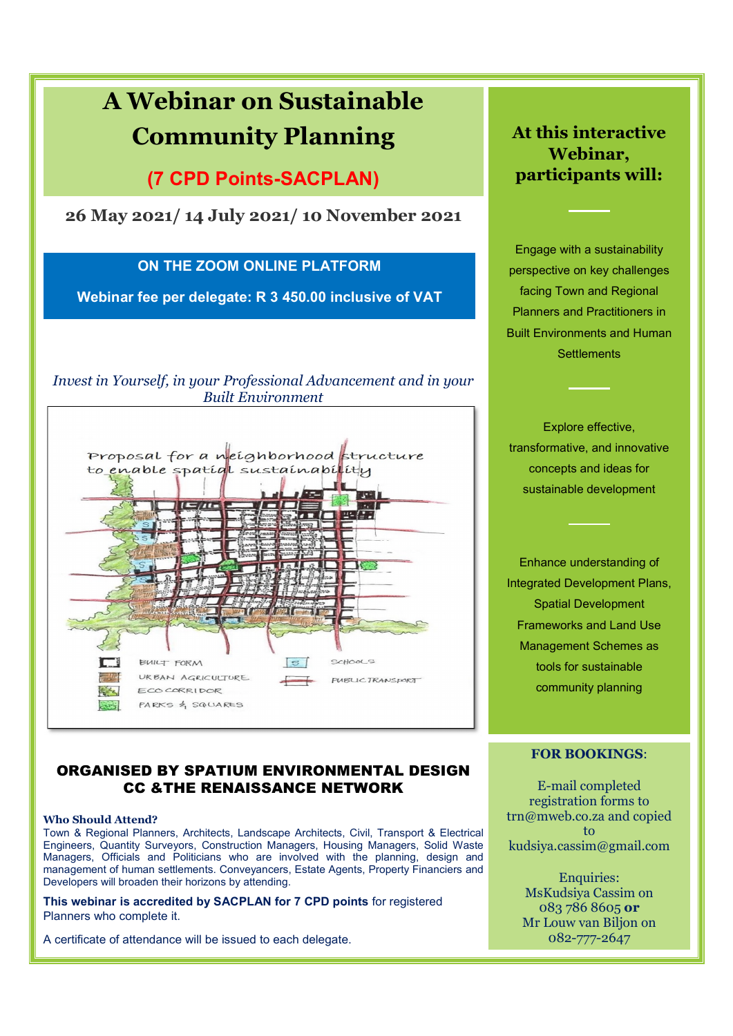# A Webinar on Sustainable Community Planning

## (7 CPD Points-SACPLAN)

**26 May 2021/ 14 July 2021/ 10 November 2021**

**ON THE ZOOM ONLINE PLATFORM**

**Webinar fee per delegate: R 3 450.00 inclusive of VAT**

*Invest in Yourself, in your Professional Advancement and in your Built Environment*

Proposal for a neighborhood structure to enable spatial sustainability

BUILT FORM
URBAN AGRICULTURE
ECO CORRIDOR
PARKS & SQUARES
SCHOOLS
PUBLIC TRANSPORT

**ORGANISED BY SPATIUM ENVIRONMENTAL DESIGN CC &THE RENAISSANCE NETWORK**

**Who Should Attend?**

Town & Regional Planners, Architects, Landscape Architects, Civil, Transport & Electrical Engineers, Quantity Surveyors, Construction Managers, Housing Managers, Solid Waste Managers, Officials and Politicians who are involved with the planning, design and management of human settlements. Conveyancers, Estate Agents, Property Financiers and Developers will broaden their horizons by attending.

**This webinar is accredited by SACPLAN for 7 CPD points** for registered Planners who complete it.

A certificate of attendance will be issued to each delegate.

## At this interactive Webinar, participants will:

Engage with a sustainability perspective on key challenges facing Town and Regional Planners and Practitioners in Built Environments and Human Settlements

Explore effective, transformative, and innovative concepts and ideas for sustainable development

Enhance understanding of Integrated Development Plans, Spatial Development Frameworks and Land Use Management Schemes as tools for sustainable community planning

**FOR BOOKINGS**:

E-mail completed registration forms to trn@mweb.co.za and copied to kudsiya.cassim@gmail.com

Enquiries:
MsKudsiya Cassim on 083 786 8605 **or**
Mr Louw van Biljon on 082-777-2647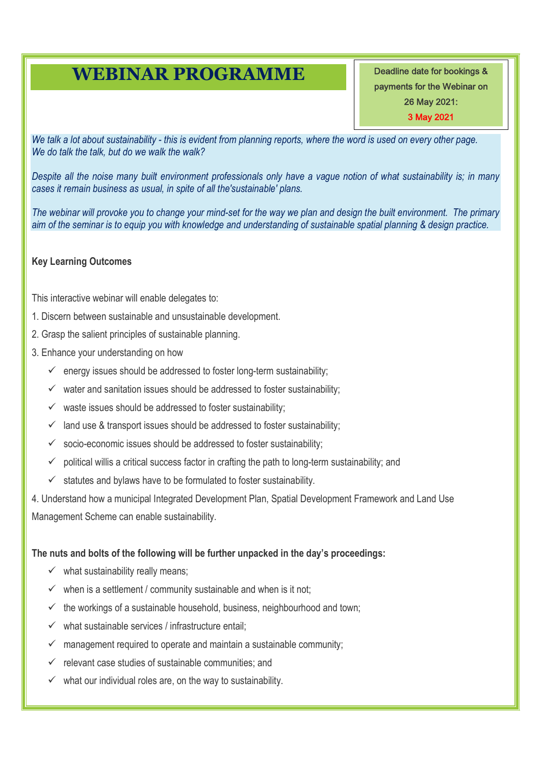# WEBINAR PROGRAMME

Deadline date for bookings & payments for the Webinar on 26 May 2021: **3 May 2021**

*We talk a lot about sustainability - this is evident from planning reports, where the word is used on every other page. We do talk the talk, but do we walk the walk?*

*Despite all the noise many built environment professionals only have a vague notion of what sustainability is; in many cases it remain business as usual, in spite of all the'sustainable' plans.*

*The webinar will provoke you to change your mind-set for the way we plan and design the built environment. The primary aim of the seminar is to equip you with knowledge and understanding of sustainable spatial planning & design practice.*

**Key Learning Outcomes**

This interactive webinar will enable delegates to:

1. Discern between sustainable and unsustainable development.
2. Grasp the salient principles of sustainable planning.
3. Enhance your understanding on how
   - ✓ energy issues should be addressed to foster long-term sustainability;
   - ✓ water and sanitation issues should be addressed to foster sustainability;
   - ✓ waste issues should be addressed to foster sustainability;
   - ✓ land use & transport issues should be addressed to foster sustainability;
   - ✓ socio-economic issues should be addressed to foster sustainability;
   - ✓ political willis a critical success factor in crafting the path to long-term sustainability; and
   - ✓ statutes and bylaws have to be formulated to foster sustainability.
4. Understand how a municipal Integrated Development Plan, Spatial Development Framework and Land Use Management Scheme can enable sustainability.

**The nuts and bolts of the following will be further unpacked in the day's proceedings:**

- ✓ what sustainability really means;
- ✓ when is a settlement / community sustainable and when is it not;
- ✓ the workings of a sustainable household, business, neighbourhood and town;
- ✓ what sustainable services / infrastructure entail;
- ✓ management required to operate and maintain a sustainable community;
- ✓ relevant case studies of sustainable communities; and
- ✓ what our individual roles are, on the way to sustainability.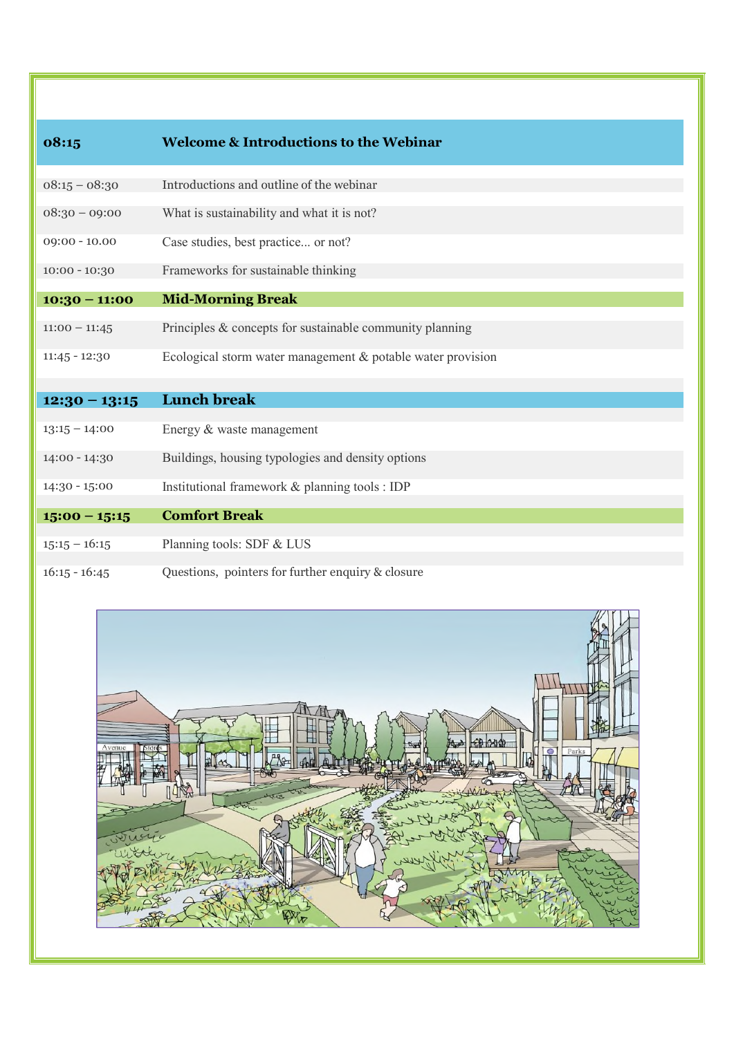| 08:15 | Welcome & Introductions to the Webinar |
|---|---|
| 08:15 – 08:30 | Introductions and outline of the webinar |
| 08:30 – 09:00 | What is sustainability and what it is not? |
| 09:00 - 10.00 | Case studies, best practice... or not? |
| 10:00 - 10:30 | Frameworks for sustainable thinking |
| **10:30 – 11:00** | **Mid-Morning Break** |
| 11:00 – 11:45 | Principles & concepts for sustainable community planning |
| 11:45 - 12:30 | Ecological storm water management & potable water provision |
| **12:30 – 13:15** | **Lunch break** |
| 13:15 – 14:00 | Energy & waste management |
| 14:00 - 14:30 | Buildings, housing typologies and density options |
| 14:30 - 15:00 | Institutional framework & planning tools : IDP |
| **15:00 – 15:15** | **Comfort Break** |
| 15:15 – 16:15 | Planning tools: SDF & LUS |
| 16:15 - 16:45 | Questions, pointers for further enquiry & closure |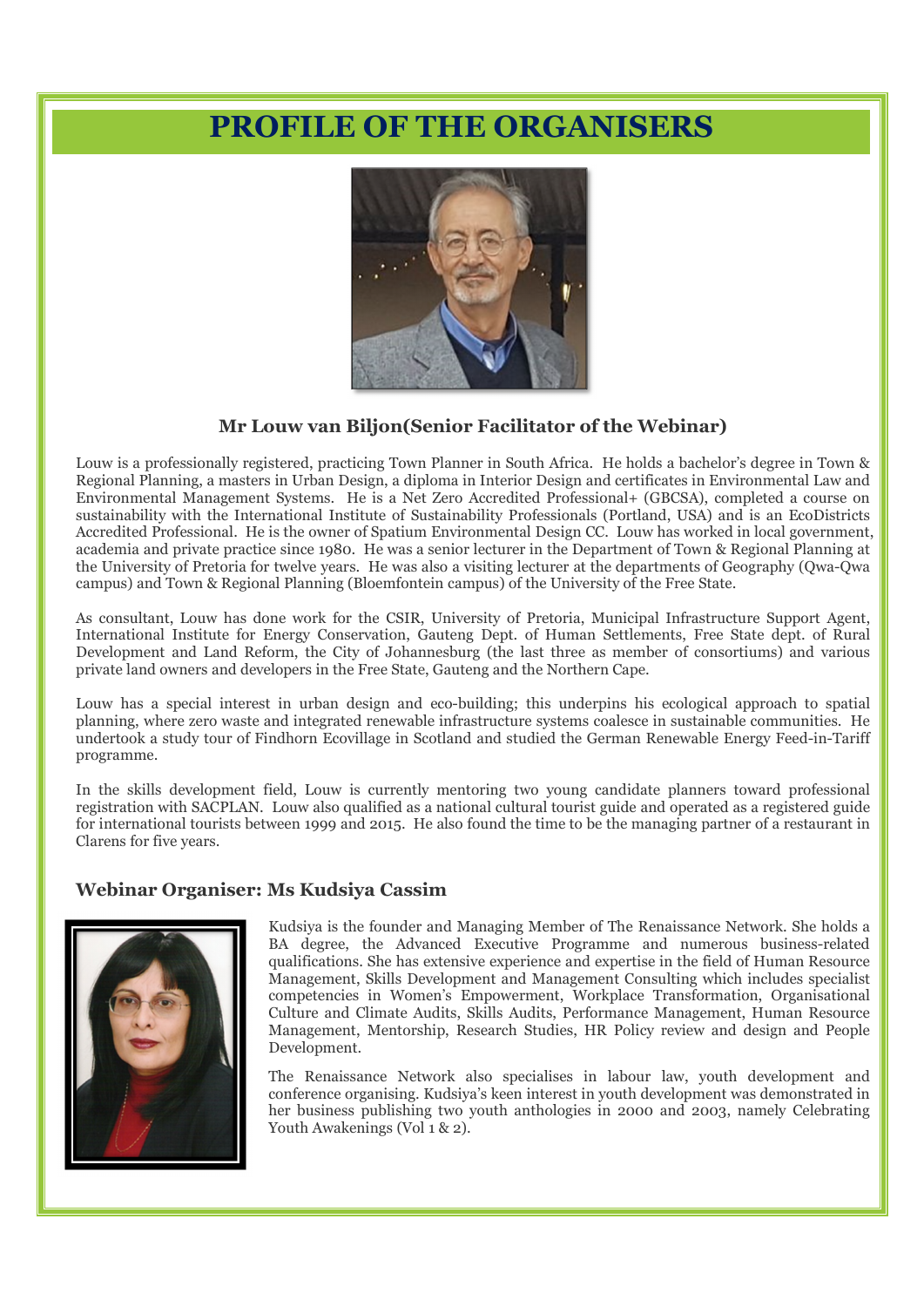# PROFILE OF THE ORGANISERS

### Mr Louw van Biljon(Senior Facilitator of the Webinar)

Louw is a professionally registered, practicing Town Planner in South Africa. He holds a bachelor's degree in Town & Regional Planning, a masters in Urban Design, a diploma in Interior Design and certificates in Environmental Law and Environmental Management Systems. He is a Net Zero Accredited Professional+ (GBCSA), completed a course on sustainability with the International Institute of Sustainability Professionals (Portland, USA) and is an EcoDistricts Accredited Professional. He is the owner of Spatium Environmental Design CC. Louw has worked in local government, academia and private practice since 1980. He was a senior lecturer in the Department of Town & Regional Planning at the University of Pretoria for twelve years. He was also a visiting lecturer at the departments of Geography (Qwa-Qwa campus) and Town & Regional Planning (Bloemfontein campus) of the University of the Free State.

As consultant, Louw has done work for the CSIR, University of Pretoria, Municipal Infrastructure Support Agent, International Institute for Energy Conservation, Gauteng Dept. of Human Settlements, Free State dept. of Rural Development and Land Reform, the City of Johannesburg (the last three as member of consortiums) and various private land owners and developers in the Free State, Gauteng and the Northern Cape.

Louw has a special interest in urban design and eco-building; this underpins his ecological approach to spatial planning, where zero waste and integrated renewable infrastructure systems coalesce in sustainable communities. He undertook a study tour of Findhorn Ecovillage in Scotland and studied the German Renewable Energy Feed-in-Tariff programme.

In the skills development field, Louw is currently mentoring two young candidate planners toward professional registration with SACPLAN. Louw also qualified as a national cultural tourist guide and operated as a registered guide for international tourists between 1999 and 2015. He also found the time to be the managing partner of a restaurant in Clarens for five years.

### Webinar Organiser: Ms Kudsiya Cassim

Kudsiya is the founder and Managing Member of The Renaissance Network. She holds a BA degree, the Advanced Executive Programme and numerous business-related qualifications. She has extensive experience and expertise in the field of Human Resource Management, Skills Development and Management Consulting which includes specialist competencies in Women's Empowerment, Workplace Transformation, Organisational Culture and Climate Audits, Skills Audits, Performance Management, Human Resource Management, Mentorship, Research Studies, HR Policy review and design and People Development.

The Renaissance Network also specialises in labour law, youth development and conference organising. Kudsiya's keen interest in youth development was demonstrated in her business publishing two youth anthologies in 2000 and 2003, namely Celebrating Youth Awakenings (Vol 1 & 2).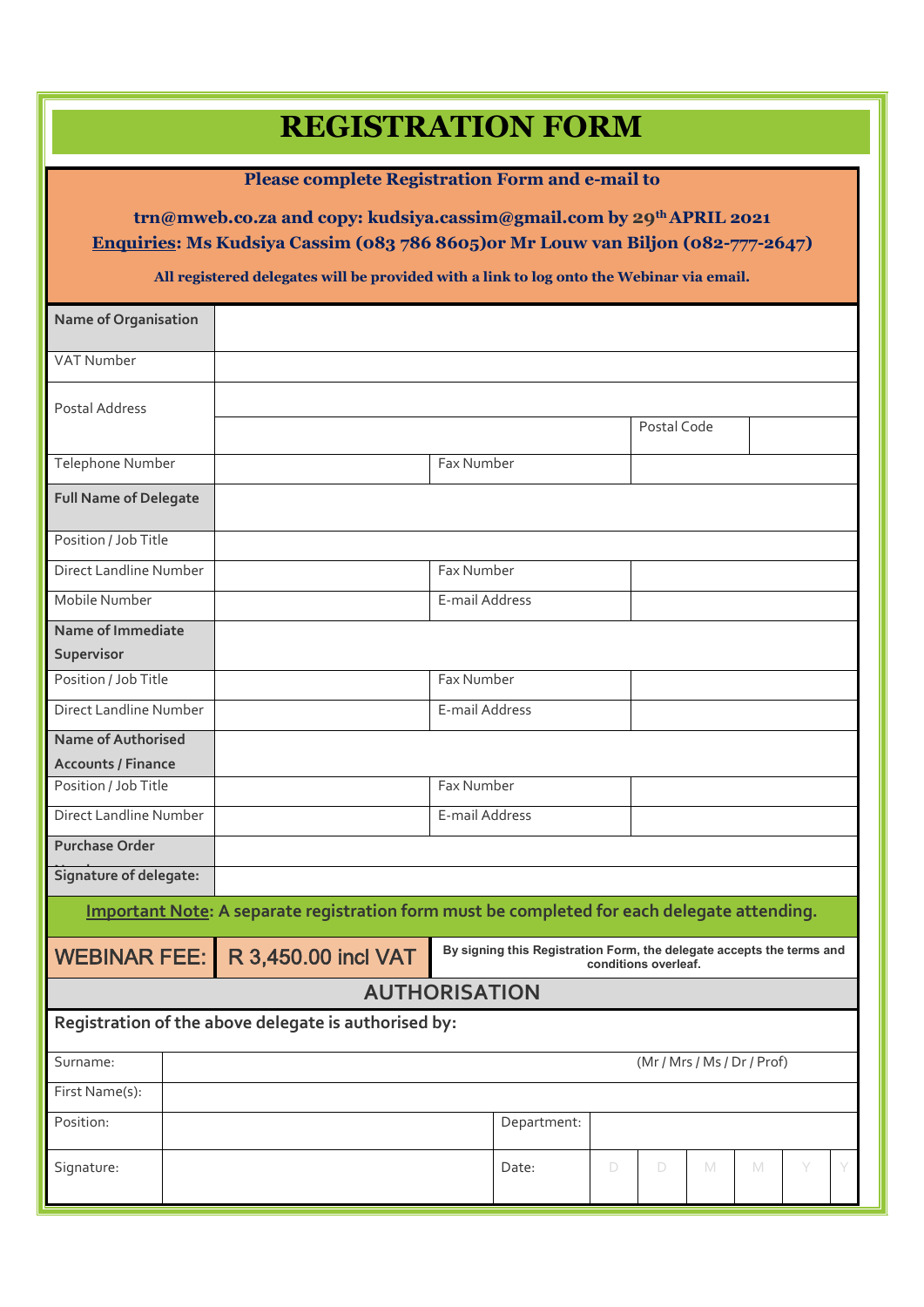# REGISTRATION FORM

**Please complete Registration Form and e-mail to**

**trn@mweb.co.za and copy: kudsiya.cassim@gmail.com by 29th APRIL 2021**
**Enquiries: Ms Kudsiya Cassim (083 786 8605)or Mr Louw van Biljon (082-777-2647)**

**All registered delegates will be provided with a link to log onto the Webinar via email.**

| **Name of Organisation** | | | | |
|---|---|---|---|---|
| VAT Number | | | | |
| Postal Address | | | | |
| | | | Postal Code | |
| Telephone Number | | Fax Number | | |
| **Full Name of Delegate** | | | | |
| Position / Job Title | | | | |
| Direct Landline Number | | Fax Number | | |
| Mobile Number | | E-mail Address | | |
| **Name of Immediate Supervisor** | | | | |
| Position / Job Title | | Fax Number | | |
| Direct Landline Number | | E-mail Address | | |
| **Name of Authorised Accounts / Finance** | | | | |
| Position / Job Title | | Fax Number | | |
| Direct Landline Number | | E-mail Address | | |
| **Purchase Order Number** | | | | |
| **Signature of delegate:** | | | | |

**Important Note: A separate registration form must be completed for each delegate attending.**

| WEBINAR FEE: | R 3,450.00 incl VAT | By signing this Registration Form, the delegate accepts the terms and conditions overleaf. |
|---|---|---|

## AUTHORISATION

**Registration of the above delegate is authorised by:**

| Surname: | (Mr / Mrs / Ms / Dr / Prof) | | | | | | | |
|---|---|---|---|---|---|---|---|---|
| First Name(s): | | | | | | | | |
| Position: | | Department: | | | | | | |
| Signature: | | Date: | D | D | M | M | Y | Y |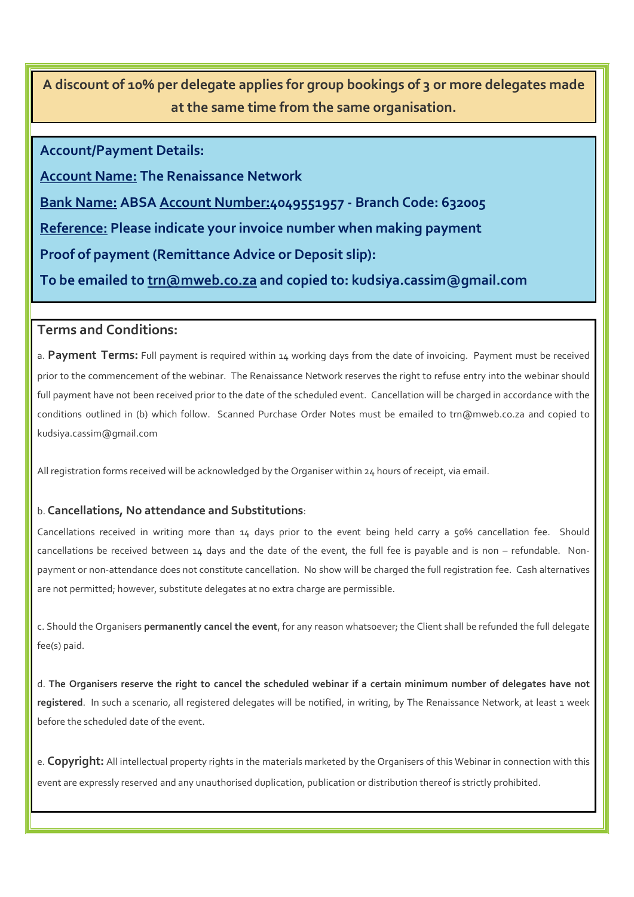**A discount of 10% per delegate applies for group bookings of 3 or more delegates made at the same time from the same organisation.**

**Account/Payment Details:**

**Account Name: The Renaissance Network**

**Bank Name: ABSA Account Number:4049551957 - Branch Code: 632005**

**Reference: Please indicate your invoice number when making payment**

**Proof of payment (Remittance Advice or Deposit slip):**

**To be emailed to trn@mweb.co.za and copied to: kudsiya.cassim@gmail.com**

## Terms and Conditions:

a. **Payment Terms:** Full payment is required within 14 working days from the date of invoicing. Payment must be received prior to the commencement of the webinar. The Renaissance Network reserves the right to refuse entry into the webinar should full payment have not been received prior to the date of the scheduled event. Cancellation will be charged in accordance with the conditions outlined in (b) which follow. Scanned Purchase Order Notes must be emailed to trn@mweb.co.za and copied to kudsiya.cassim@gmail.com

All registration forms received will be acknowledged by the Organiser within 24 hours of receipt, via email.

b. **Cancellations, No attendance and Substitutions**:

Cancellations received in writing more than 14 days prior to the event being held carry a 50% cancellation fee. Should cancellations be received between 14 days and the date of the event, the full fee is payable and is non – refundable. Non-payment or non-attendance does not constitute cancellation. No show will be charged the full registration fee. Cash alternatives are not permitted; however, substitute delegates at no extra charge are permissible.

c. Should the Organisers **permanently cancel the event**, for any reason whatsoever; the Client shall be refunded the full delegate fee(s) paid.

d. **The Organisers reserve the right to cancel the scheduled webinar if a certain minimum number of delegates have not registered**. In such a scenario, all registered delegates will be notified, in writing, by The Renaissance Network, at least 1 week before the scheduled date of the event.

e. **Copyright:** All intellectual property rights in the materials marketed by the Organisers of this Webinar in connection with this event are expressly reserved and any unauthorised duplication, publication or distribution thereof is strictly prohibited.